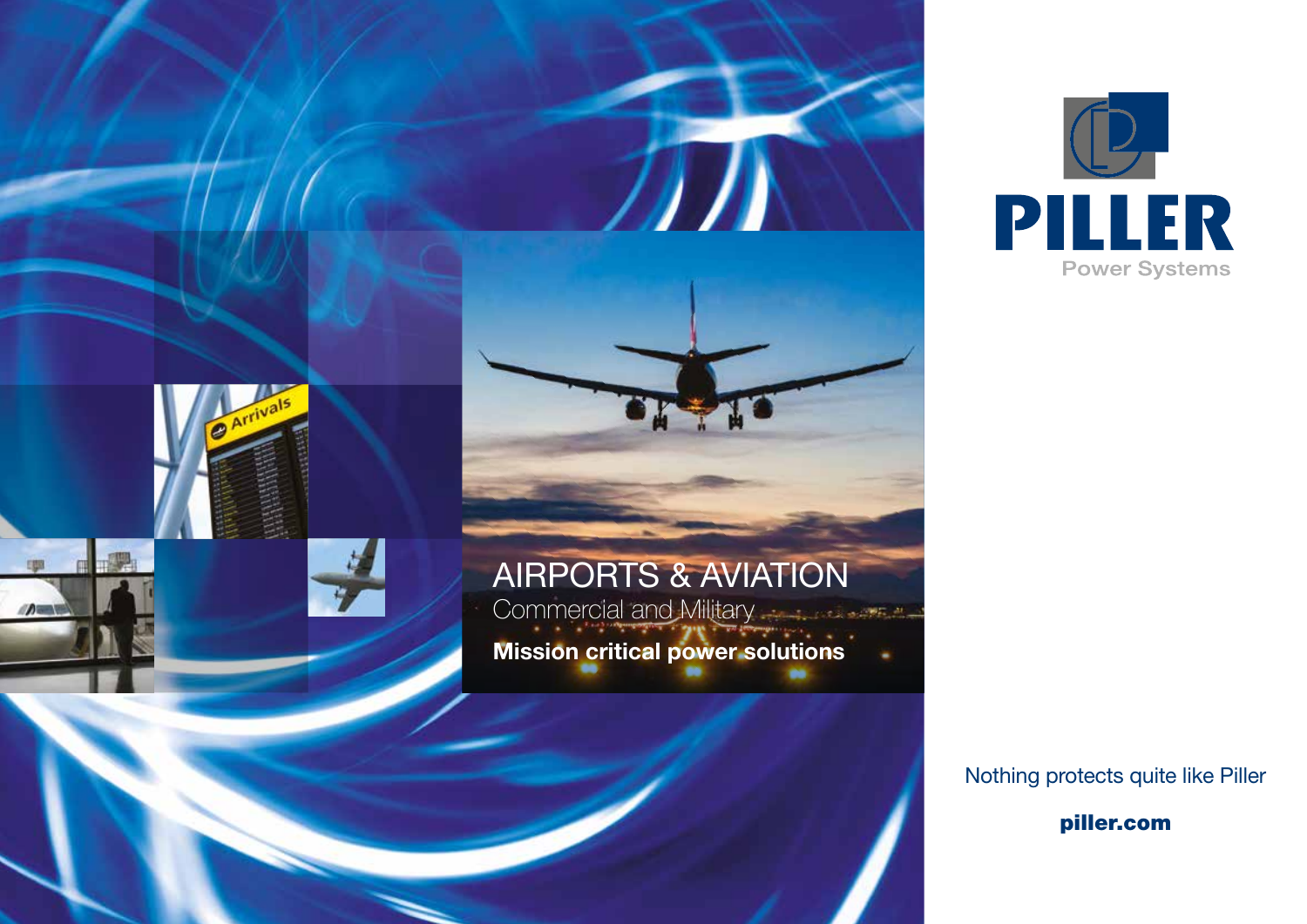PILLER

Power Systems

# AIRPORTS & AVIATION

## Commercial and Military

**Mission critical power solutions**

Nothing protects quite like Piller

**piller.com**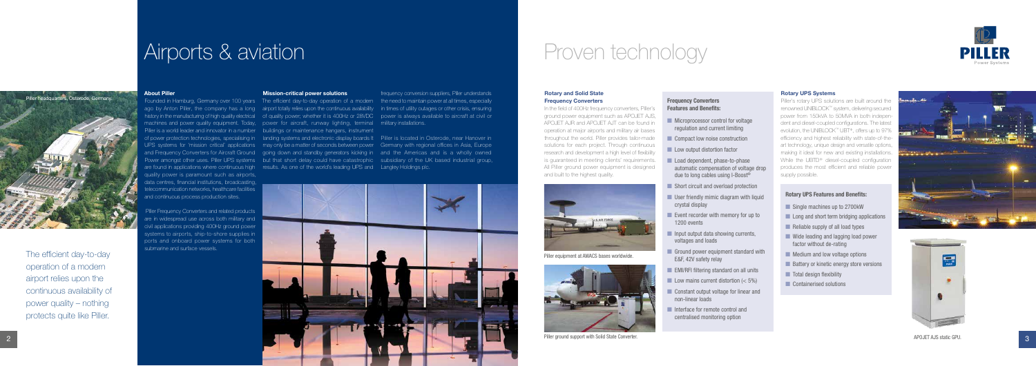# Airports & aviation

Piller headquarters, Osterode, Germany.

The efficient day-to-day operation of a modern airport relies upon the continuous availability of power quality – nothing protects quite like Piller.

### About Piller

Founded in Hamburg, Germany over 100 years ago by Anton Piller, the company has a long history in the manufacturing of high quality electrical machines and power quality equipment. Today, Piller is a world leader and innovator in a number of power protection technologies, specialising in UPS systems for 'mission critical' applications and Frequency Converters for Aircraft Ground Power amongst other uses. Piller UPS systems are found in applications where continuous high quality power is paramount such as airports, data centres, financial institutions, broadcasting, telecommunication networks, healthcare facilities and continuous process production sites.

Piller Frequency Converters and related products are in widespread use across both military and civil applications providing 400Hz ground power systems to airports, ship-to-shore supplies in ports and onboard power systems for both submarine and surface vessels.

### Mission-critical power solutions

The efficient day-to-day operation of a modern airport totally relies upon the continuous availability of quality power; whether it is 400Hz or 28VDC power for aircraft, runway lighting, terminal buildings or maintenance hangers, instrument landing systems and electronic display boards It may only be a matter of seconds between power going down and standby generators kicking in but that short delay could have catastrophic results. As one of the world's leading UPS and frequency conversion suppliers, Piller understands the need to maintain power at all times, especially in times of utility outages or other crisis, ensuring power is always available to aircraft at civil or military installations.

Piller is located in Osterode, near Hanover in Germany with regional offices in Asia, Europe and the Americas and is a wholly owned subsidiary of the UK based industrial group, Langley Holdings plc.

# Proven technology

### Rotary and Solid State Frequency Converters

In the field of 400Hz frequency converters, Piller's ground power equipment such as APOJET AJS, APOJET AJR and APOJET AJT can be found in operation at major airports and military air bases throughout the world. Piller provides tailor-made solutions for each project. Through continuous research and development a high level of flexibility is guaranteed in meeting clients' requirements. All Piller ground power equipment is designed and built to the highest quality.

Piller equipment at AWACS bases worldwide.

Piller ground support with Solid State Converter.

#### Frequency Converters Features and Benefits:

- Microprocessor control for voltage regulation and current limiting
- Compact low noise construction
- Low output distortion factor
- Load dependent, phase-to-phase automatic compensation of voltage drop due to long cables using I-Boost®
- Short circuit and overload protection
- User friendly mimic diagram with liquid crystal display
- Event recorder with memory for up to 1200 events
- Input output data showing currents, voltages and loads
- Ground power equipment standard with E&F, 42V safety relay
- EMI/RFI filtering standard on all units
- Low mains current distortion (< 5%)
- Constant output voltage for linear and non-linear loads
- Interface for remote control and centralised monitoring option

### Rotary UPS Systems

Piller's rotary UPS solutions are built around the renowned UNIBLOCK™ system, delivering secured power from 150kVA to 50MVA in both independent and diesel-coupled configurations. The latest evolution, the UNIBLOCK™ UBT+, offers up to 97% efficiency and highest reliability with state-of-the-art technology, unique design and versatile options, making it ideal for new and existing installations. While the UBTD+ diesel-coupled configuration produces the most efficient and reliable power supply possible.

#### Rotary UPS Features and Benefits:

- Single machines up to 2700kW
- Long and short term bridging applications
- Reliable supply of all load types
- Wide leading and lagging load power factor without de-rating
- Medium and low voltage options
- Battery or kinetic energy store versions
- Total design flexibility
- Containerised solutions

APOJET AJS static GPU.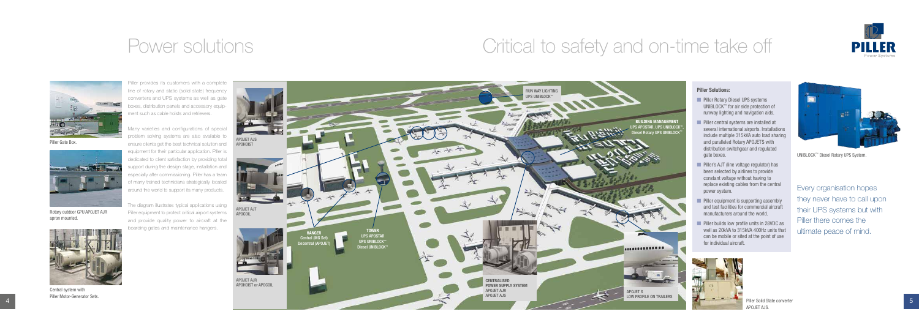# Power solutions

# Critical to safety and on-time take off

Piller Gate Box.

Rotary outdoor GPU APOJET AJR apron mounted.

Central system with Piller Motor-Generator Sets.

Piller provides its customers with a complete line of rotary and static (solid state) frequency converters and UPS systems as well as gate boxes, distribution panels and accessory equipment such as cable hoists and retrievers.

Many varieties and configurations of special problem solving systems are also available to ensure clients get the best technical solution and equipment for their particular application. Piller is dedicated to client satisfaction by providing total support during the design stage, installation and especially after commissioning. Piller has a team of many trained technicians strategically located around the world to support its many products.

The diagram illustrates typical applications using Piller equipment to protect critical airport systems and provide quality power to aircraft at the boarding gates and maintenance hangers.

APOJET AJS
APOHOIST

APOJET AJT
APOCOIL

APOJET AJR
APOHOIST or APOCOIL

RUN WAY LIGHTING
UPS UNIBLOCK™

BUILDING MANAGEMENT
UPS APOSTAR, UPS UNIBLOCK™, Diesel Rotary UPS UNIBLOCK™

HANGER
Central (MG Set)
Decentral (APOJET)

TOWER
UPS APOSTAR
UPS UNIBLOCK™
Diesel UNIBLOCK™

CENTRALISED POWER SUPPLY SYSTEM
APOJET AJR
APOJET AJS

APOJET S
LOW PROFILE ON TRAILERS

**Piller Solutions:**

- Piller Rotary Diesel UPS systems UNIBLOCK™ for air side protection of runway lighting and navigation aids.
- Piller central systems are installed at several international airports. Installations include multiple 315kVA auto load sharing and paralleled Rotary APOJETS with distribution switchgear and regulated gate boxes.
- Piller's AJT (line voltage regulator) has been selected by airlines to provide constant voltage without having to replace existing cables from the central power system.
- Piller equipment is supporting assembly and test facilities for commercial aircraft manufacturers around the world.
- Piller builds low profile units in 28VDC as well as 20kVA to 315kVA 400Hz units that can be mobile or sited at the point of use for individual aircraft.

Piller Solid State converter APOJET AJS.

UNIBLOCK™ Diesel Rotary UPS System.

Every organisation hopes they never have to call upon their UPS systems but with Piller there comes the ultimate peace of mind.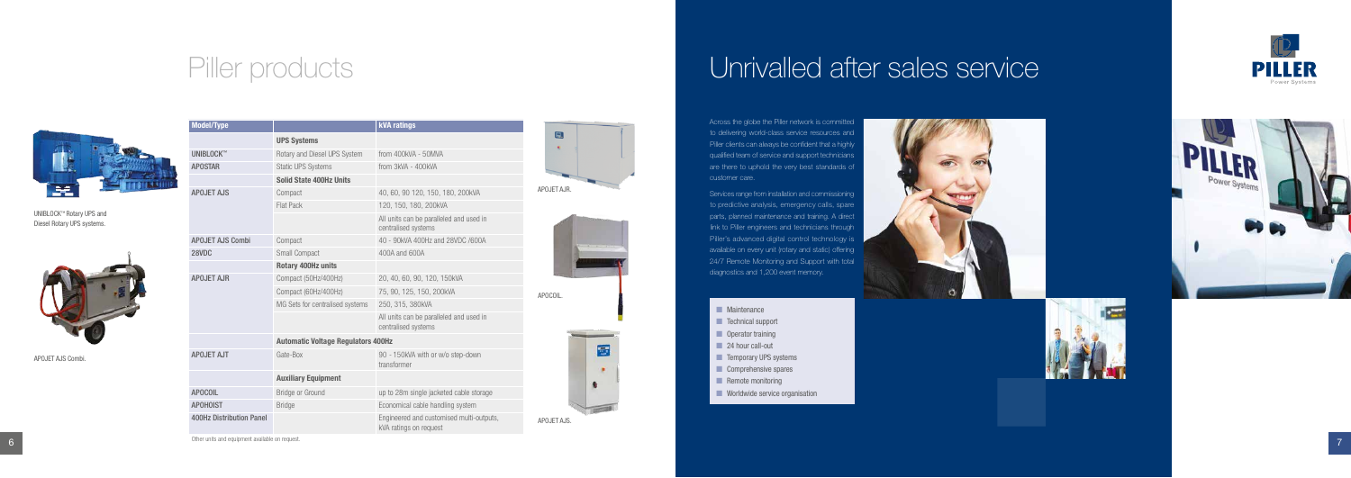# Piller products

UNIBLOCK™ Rotary UPS and Diesel Rotary UPS systems.

APOJET AJS Combi.

| Model/Type | | kVA ratings |
|---|---|---|
| | **UPS Systems** | |
| UNIBLOCK™ | Rotary and Diesel UPS System | from 400kVA - 50MVA |
| APOSTAR | Static UPS Systems | from 3kVA - 400kVA |
| | **Solid State 400Hz Units** | |
| APOJET AJS | Compact | 40, 60, 90 120, 150, 180, 200kVA |
| | Flat Pack | 120, 150, 180, 200kVA |
| | | All units can be paralleled and used in centralised systems |
| APOJET AJS Combi | Compact | 40 - 90kVA 400Hz and 28VDC /600A |
| 28VDC | Small Compact | 400A and 600A |
| | **Rotary 400Hz units** | |
| APOJET AJR | Compact (50Hz/400Hz) | 20, 40, 60, 90, 120, 150kVA |
| | Compact (60Hz/400Hz) | 75, 90, 125, 150, 200kVA |
| | MG Sets for centralised systems | 250, 315, 380kVA |
| | | All units can be paralleled and used in centralised systems |
| | **Automatic Voltage Regulators 400Hz** | |
| APOJET AJT | Gate-Box | 90 - 150kVA with or w/o step-down transformer |
| | **Auxiliary Equipment** | |
| APOCOIL | Bridge or Ground | up to 28m single jacketed cable storage |
| APOHOIST | Bridge | Economical cable handling system |
| 400Hz Distribution Panel | | Engineered and customised multi-outputs, kVA ratings on request |

Other units and equipment available on request.

APOJET AJR.

APOCOIL.

APOJET AJS.

# Unrivalled after sales service

Across the globe the Piller network is committed to delivering world-class service resources and Piller clients can always be confident that a highly qualified team of service and support technicians are there to uphold the very best standards of customer care.

Services range from installation and commissioning to predictive analysis, emergency calls, spare parts, planned maintenance and training. A direct link to Piller engineers and technicians through Piller's advanced digital control technology is available on every unit (rotary and static) offering 24/7 Remote Monitoring and Support with total diagnostics and 1,200 event memory.

- Maintenance
- Technical support
- Operator training
- 24 hour call-out
- Temporary UPS systems
- Comprehensive spares
- Remote monitoring
- Worldwide service organisation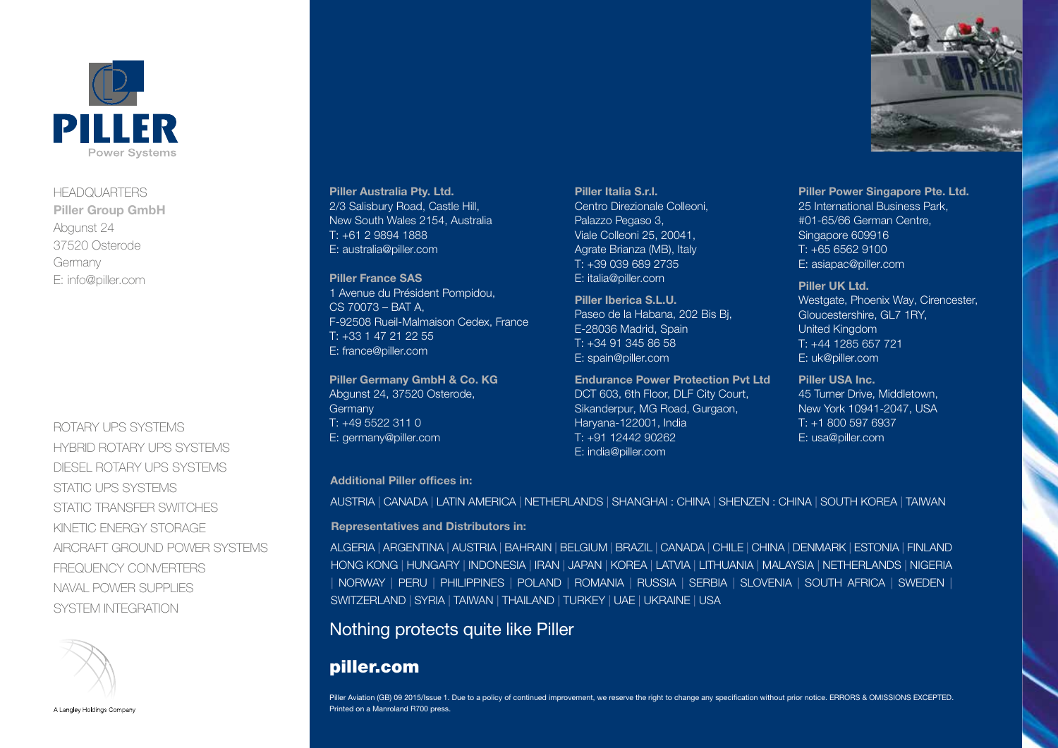PILLER
Power Systems

HEADQUARTERS
**Piller Group GmbH**
Abgunst 24
37520 Osterode
Germany
E: info@piller.com

ROTARY UPS SYSTEMS
HYBRID ROTARY UPS SYSTEMS
DIESEL ROTARY UPS SYSTEMS
STATIC UPS SYSTEMS
STATIC TRANSFER SWITCHES
KINETIC ENERGY STORAGE
AIRCRAFT GROUND POWER SYSTEMS
FREQUENCY CONVERTERS
NAVAL POWER SUPPLIES
SYSTEM INTEGRATION

A Langley Holdings Company

**Piller Australia Pty. Ltd.**
2/3 Salisbury Road, Castle Hill,
New South Wales 2154, Australia
T: +61 2 9894 1888
E: australia@piller.com

**Piller France SAS**
1 Avenue du Président Pompidou,
CS 70073 – BAT A,
F-92508 Rueil-Malmaison Cedex, France
T: +33 1 47 21 22 55
E: france@piller.com

**Piller Germany GmbH & Co. KG**
Abgunst 24, 37520 Osterode,
Germany
T: +49 5522 311 0
E: germany@piller.com

**Piller Italia S.r.l.**
Centro Direzionale Colleoni,
Palazzo Pegaso 3,
Viale Colleoni 25, 20041,
Agrate Brianza (MB), Italy
T: +39 039 689 2735
E: italia@piller.com

**Piller Iberica S.L.U.**
Paseo de la Habana, 202 Bis Bj,
E-28036 Madrid, Spain
T: +34 91 345 86 58
E: spain@piller.com

**Endurance Power Protection Pvt Ltd**
DCT 603, 6th Floor, DLF City Court,
Sikanderpur, MG Road, Gurgaon,
Haryana-122001, India
T: +91 12442 90262
E: india@piller.com

**Piller Power Singapore Pte. Ltd.**
25 International Business Park,
#01-65/66 German Centre,
Singapore 609916
T: +65 6562 9100
E: asiapac@piller.com

**Piller UK Ltd.**
Westgate, Phoenix Way, Cirencester,
Gloucestershire, GL7 1RY,
United Kingdom
T: +44 1285 657 721
E: uk@piller.com

**Piller USA Inc.**
45 Turner Drive, Middletown,
New York 10941-2047, USA
T: +1 800 597 6937
E: usa@piller.com

**Additional Piller offices in:**

AUSTRIA | CANADA | LATIN AMERICA | NETHERLANDS | SHANGHAI : CHINA | SHENZEN : CHINA | SOUTH KOREA | TAIWAN

**Representatives and Distributors in:**

ALGERIA | ARGENTINA | AUSTRIA | BAHRAIN | BELGIUM | BRAZIL | CANADA | CHILE | CHINA | DENMARK | ESTONIA | FINLAND | HONG KONG | HUNGARY | INDONESIA | IRAN | JAPAN | KOREA | LATVIA | LITHUANIA | MALAYSIA | NETHERLANDS | NIGERIA | NORWAY | PERU | PHILIPPINES | POLAND | ROMANIA | RUSSIA | SERBIA | SLOVENIA | SOUTH AFRICA | SWEDEN | SWITZERLAND | SYRIA | TAIWAN | THAILAND | TURKEY | UAE | UKRAINE | USA

Nothing protects quite like Piller

**piller.com**

Piller Aviation (GB) 09 2015/Issue 1. Due to a policy of continued improvement, we reserve the right to change any specification without prior notice. ERRORS & OMISSIONS EXCEPTED.
Printed on a Manroland R700 press.